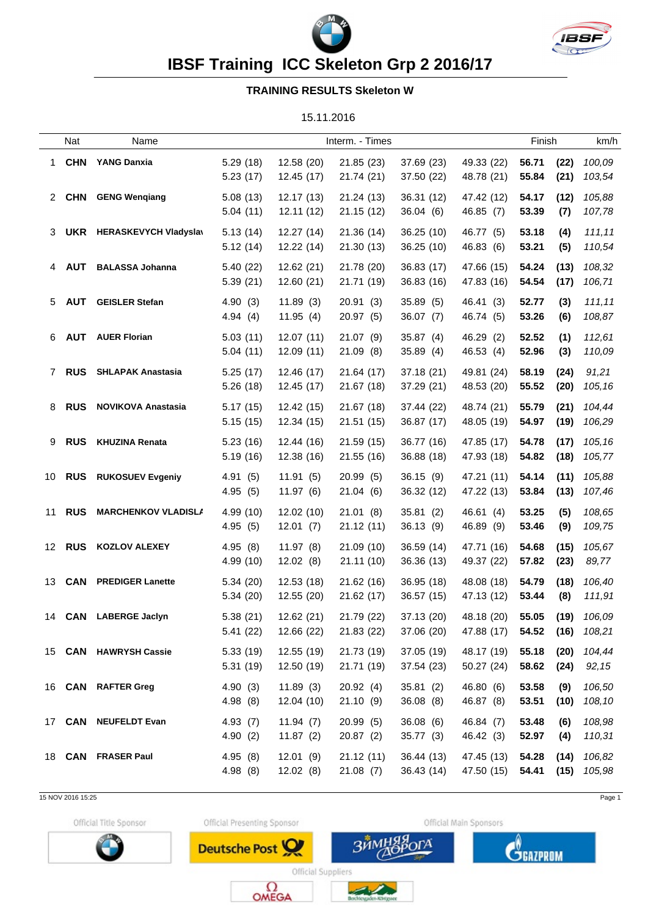# IBSF Training ICC Skeleton Grp 2 2016/17

## TRAINING RESULTS Skeleton W

15.11.2016

| | Nat | Name | Interm. - Times | | | | | Finish | | km/h |
|---|---|---|---|---|---|---|---|---|---|---|
| 1 | **CHN** | **YANG Danxia** | 5.29 (18) | 12.58 (20) | 21.85 (23) | 37.69 (23) | 49.33 (22) | **56.71** | **(22)** | *100,09* |
| | | | 5.23 (17) | 12.45 (17) | 21.74 (21) | 37.50 (22) | 48.78 (21) | **55.84** | **(21)** | *103,54* |
| 2 | **CHN** | **GENG Wenqiang** | 5.08 (13) | 12.17 (13) | 21.24 (13) | 36.31 (12) | 47.42 (12) | **54.17** | **(12)** | *105,88* |
| | | | 5.04 (11) | 12.11 (12) | 21.15 (12) | 36.04 (6) | 46.85 (7) | **53.39** | **(7)** | *107,78* |
| 3 | **UKR** | **HERASKEVYCH Vladyslav** | 5.13 (14) | 12.27 (14) | 21.36 (14) | 36.25 (10) | 46.77 (5) | **53.18** | **(4)** | *111,11* |
| | | | 5.12 (14) | 12.22 (14) | 21.30 (13) | 36.25 (10) | 46.83 (6) | **53.21** | **(5)** | *110,54* |
| 4 | **AUT** | **BALASSA Johanna** | 5.40 (22) | 12.62 (21) | 21.78 (20) | 36.83 (17) | 47.66 (15) | **54.24** | **(13)** | *108,32* |
| | | | 5.39 (21) | 12.60 (21) | 21.71 (19) | 36.83 (16) | 47.83 (16) | **54.54** | **(17)** | *106,71* |
| 5 | **AUT** | **GEISLER Stefan** | 4.90 (3) | 11.89 (3) | 20.91 (3) | 35.89 (5) | 46.41 (3) | **52.77** | **(3)** | *111,11* |
| | | | 4.94 (4) | 11.95 (4) | 20.97 (5) | 36.07 (7) | 46.74 (5) | **53.26** | **(6)** | *108,87* |
| 6 | **AUT** | **AUER Florian** | 5.03 (11) | 12.07 (11) | 21.07 (9) | 35.87 (4) | 46.29 (2) | **52.52** | **(1)** | *112,61* |
| | | | 5.04 (11) | 12.09 (11) | 21.09 (8) | 35.89 (4) | 46.53 (4) | **52.96** | **(3)** | *110,09* |
| 7 | **RUS** | **SHLAPAK Anastasia** | 5.25 (17) | 12.46 (17) | 21.64 (17) | 37.18 (21) | 49.81 (24) | **58.19** | **(24)** | *91,21* |
| | | | 5.26 (18) | 12.45 (17) | 21.67 (18) | 37.29 (21) | 48.53 (20) | **55.52** | **(20)** | *105,16* |
| 8 | **RUS** | **NOVIKOVA Anastasia** | 5.17 (15) | 12.42 (15) | 21.67 (18) | 37.44 (22) | 48.74 (21) | **55.79** | **(21)** | *104,44* |
| | | | 5.15 (15) | 12.34 (15) | 21.51 (15) | 36.87 (17) | 48.05 (19) | **54.97** | **(19)** | *106,29* |
| 9 | **RUS** | **KHUZINA Renata** | 5.23 (16) | 12.44 (16) | 21.59 (15) | 36.77 (16) | 47.85 (17) | **54.78** | **(17)** | *105,16* |
| | | | 5.19 (16) | 12.38 (16) | 21.55 (16) | 36.88 (18) | 47.93 (18) | **54.82** | **(18)** | *105,77* |
| 10 | **RUS** | **RUKOSUEV Evgeniy** | 4.91 (5) | 11.91 (5) | 20.99 (5) | 36.15 (9) | 47.21 (11) | **54.14** | **(11)** | *105,88* |
| | | | 4.95 (5) | 11.97 (6) | 21.04 (6) | 36.32 (12) | 47.22 (13) | **53.84** | **(13)** | *107,46* |
| 11 | **RUS** | **MARCHENKOV VLADISLA** | 4.99 (10) | 12.02 (10) | 21.01 (8) | 35.81 (2) | 46.61 (4) | **53.25** | **(5)** | *108,65* |
| | | | 4.95 (5) | 12.01 (7) | 21.12 (11) | 36.13 (9) | 46.89 (9) | **53.46** | **(9)** | *109,75* |
| 12 | **RUS** | **KOZLOV ALEXEY** | 4.95 (8) | 11.97 (8) | 21.09 (10) | 36.59 (14) | 47.71 (16) | **54.68** | **(15)** | *105,67* |
| | | | 4.99 (10) | 12.02 (8) | 21.11 (10) | 36.36 (13) | 49.37 (22) | **57.82** | **(23)** | *89,77* |
| 13 | **CAN** | **PREDIGER Lanette** | 5.34 (20) | 12.53 (18) | 21.62 (16) | 36.95 (18) | 48.08 (18) | **54.79** | **(18)** | *106,40* |
| | | | 5.34 (20) | 12.55 (20) | 21.62 (17) | 36.57 (15) | 47.13 (12) | **53.44** | **(8)** | *111,91* |
| 14 | **CAN** | **LABERGE Jaclyn** | 5.38 (21) | 12.62 (21) | 21.79 (22) | 37.13 (20) | 48.18 (20) | **55.05** | **(19)** | *106,09* |
| | | | 5.41 (22) | 12.66 (22) | 21.83 (22) | 37.06 (20) | 47.88 (17) | **54.52** | **(16)** | *108,21* |
| 15 | **CAN** | **HAWRYSH Cassie** | 5.33 (19) | 12.55 (19) | 21.73 (19) | 37.05 (19) | 48.17 (19) | **55.18** | **(20)** | *104,44* |
| | | | 5.31 (19) | 12.50 (19) | 21.71 (19) | 37.54 (23) | 50.27 (24) | **58.62** | **(24)** | *92,15* |
| 16 | **CAN** | **RAFTER Greg** | 4.90 (3) | 11.89 (3) | 20.92 (4) | 35.81 (2) | 46.80 (6) | **53.58** | **(9)** | *106,50* |
| | | | 4.98 (8) | 12.04 (10) | 21.10 (9) | 36.08 (8) | 46.87 (8) | **53.51** | **(10)** | *108,10* |
| 17 | **CAN** | **NEUFELDT Evan** | 4.93 (7) | 11.94 (7) | 20.99 (5) | 36.08 (6) | 46.84 (7) | **53.48** | **(6)** | *108,98* |
| | | | 4.90 (2) | 11.87 (2) | 20.87 (2) | 35.77 (3) | 46.42 (3) | **52.97** | **(4)** | *110,31* |
| 18 | **CAN** | **FRASER Paul** | 4.95 (8) | 12.01 (9) | 21.12 (11) | 36.44 (13) | 47.45 (13) | **54.28** | **(14)** | *106,82* |
| | | | 4.98 (8) | 12.02 (8) | 21.08 (7) | 36.43 (14) | 47.50 (15) | **54.41** | **(15)** | *105,98* |

15 NOV 2016 15:25

Official Title Sponsor · Official Presenting Sponsor · Official Main Sponsors · Official Suppliers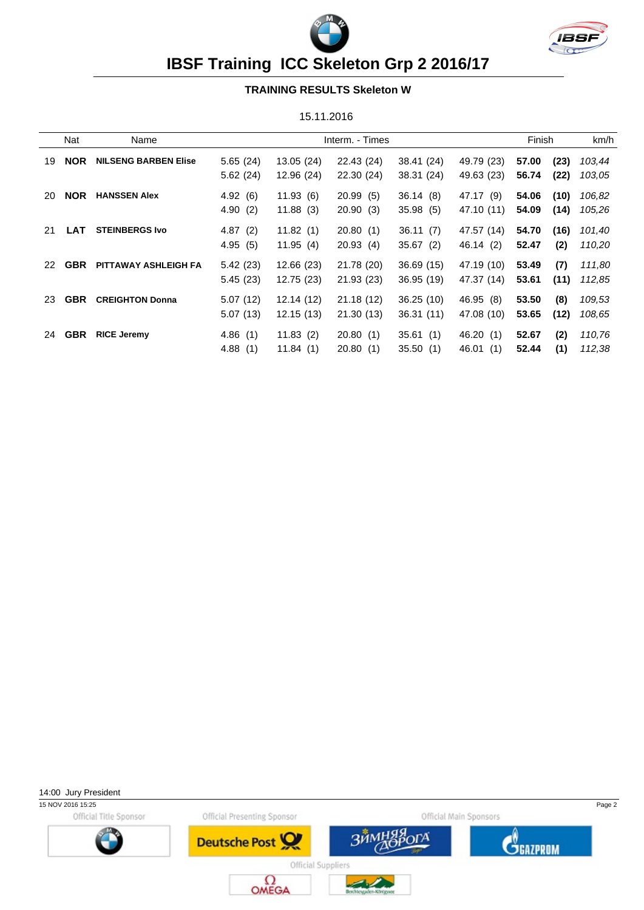# IBSF Training ICC Skeleton Grp 2 2016/17

### TRAINING RESULTS Skeleton W

15.11.2016

| | Nat | Name | Interm. - Times | | | | | Finish | | km/h |
|---|---|---|---|---|---|---|---|---|---|---|
| 19 | **NOR** | **NILSENG BARBEN Elise** | 5.65 (24) | 13.05 (24) | 22.43 (24) | 38.41 (24) | 49.79 (23) | **57.00** | **(23)** | *103,44* |
| | | | 5.62 (24) | 12.96 (24) | 22.30 (24) | 38.31 (24) | 49.63 (23) | **56.74** | **(22)** | *103,05* |
| 20 | **NOR** | **HANSSEN Alex** | 4.92 (6) | 11.93 (6) | 20.99 (5) | 36.14 (8) | 47.17 (9) | **54.06** | **(10)** | *106,82* |
| | | | 4.90 (2) | 11.88 (3) | 20.90 (3) | 35.98 (5) | 47.10 (11) | **54.09** | **(14)** | *105,26* |
| 21 | **LAT** | **STEINBERGS Ivo** | 4.87 (2) | 11.82 (1) | 20.80 (1) | 36.11 (7) | 47.57 (14) | **54.70** | **(16)** | *101,40* |
| | | | 4.95 (5) | 11.95 (4) | 20.93 (4) | 35.67 (2) | 46.14 (2) | **52.47** | **(2)** | *110,20* |
| 22 | **GBR** | **PITTAWAY ASHLEIGH FA** | 5.42 (23) | 12.66 (23) | 21.78 (20) | 36.69 (15) | 47.19 (10) | **53.49** | **(7)** | *111,80* |
| | | | 5.45 (23) | 12.75 (23) | 21.93 (23) | 36.95 (19) | 47.37 (14) | **53.61** | **(11)** | *112,85* |
| 23 | **GBR** | **CREIGHTON Donna** | 5.07 (12) | 12.14 (12) | 21.18 (12) | 36.25 (10) | 46.95 (8) | **53.50** | **(8)** | *109,53* |
| | | | 5.07 (13) | 12.15 (13) | 21.30 (13) | 36.31 (11) | 47.08 (10) | **53.65** | **(12)** | *108,65* |
| 24 | **GBR** | **RICE Jeremy** | 4.86 (1) | 11.83 (2) | 20.80 (1) | 35.61 (1) | 46.20 (1) | **52.67** | **(2)** | *110,76* |
| | | | 4.88 (1) | 11.84 (1) | 20.80 (1) | 35.50 (1) | 46.01 (1) | **52.44** | **(1)** | *112,38* |

14:00 Jury President

15 NOV 2016 15:25